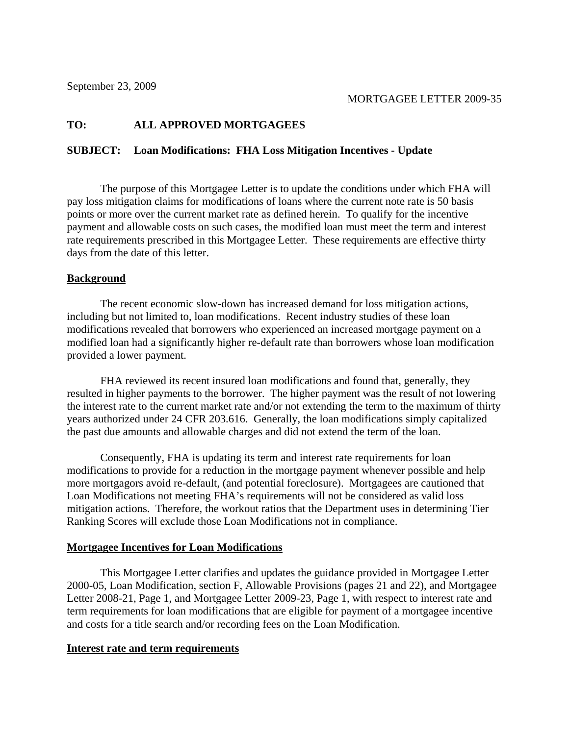September 23, 2009

MORTGAGEE LETTER 2009-35

**TO: ALL APPROVED MORTGAGEES**

**SUBJECT: Loan Modifications: FHA Loss Mitigation Incentives - Update**

The purpose of this Mortgagee Letter is to update the conditions under which FHA will pay loss mitigation claims for modifications of loans where the current note rate is 50 basis points or more over the current market rate as defined herein. To qualify for the incentive payment and allowable costs on such cases, the modified loan must meet the term and interest rate requirements prescribed in this Mortgagee Letter. These requirements are effective thirty days from the date of this letter.

## Background

The recent economic slow-down has increased demand for loss mitigation actions, including but not limited to, loan modifications. Recent industry studies of these loan modifications revealed that borrowers who experienced an increased mortgage payment on a modified loan had a significantly higher re-default rate than borrowers whose loan modification provided a lower payment.

FHA reviewed its recent insured loan modifications and found that, generally, they resulted in higher payments to the borrower. The higher payment was the result of not lowering the interest rate to the current market rate and/or not extending the term to the maximum of thirty years authorized under 24 CFR 203.616. Generally, the loan modifications simply capitalized the past due amounts and allowable charges and did not extend the term of the loan.

Consequently, FHA is updating its term and interest rate requirements for loan modifications to provide for a reduction in the mortgage payment whenever possible and help more mortgagors avoid re-default, (and potential foreclosure). Mortgagees are cautioned that Loan Modifications not meeting FHA's requirements will not be considered as valid loss mitigation actions. Therefore, the workout ratios that the Department uses in determining Tier Ranking Scores will exclude those Loan Modifications not in compliance.

## Mortgagee Incentives for Loan Modifications

This Mortgagee Letter clarifies and updates the guidance provided in Mortgagee Letter 2000-05, Loan Modification, section F, Allowable Provisions (pages 21 and 22), and Mortgagee Letter 2008-21, Page 1, and Mortgagee Letter 2009-23, Page 1, with respect to interest rate and term requirements for loan modifications that are eligible for payment of a mortgagee incentive and costs for a title search and/or recording fees on the Loan Modification.

## Interest rate and term requirements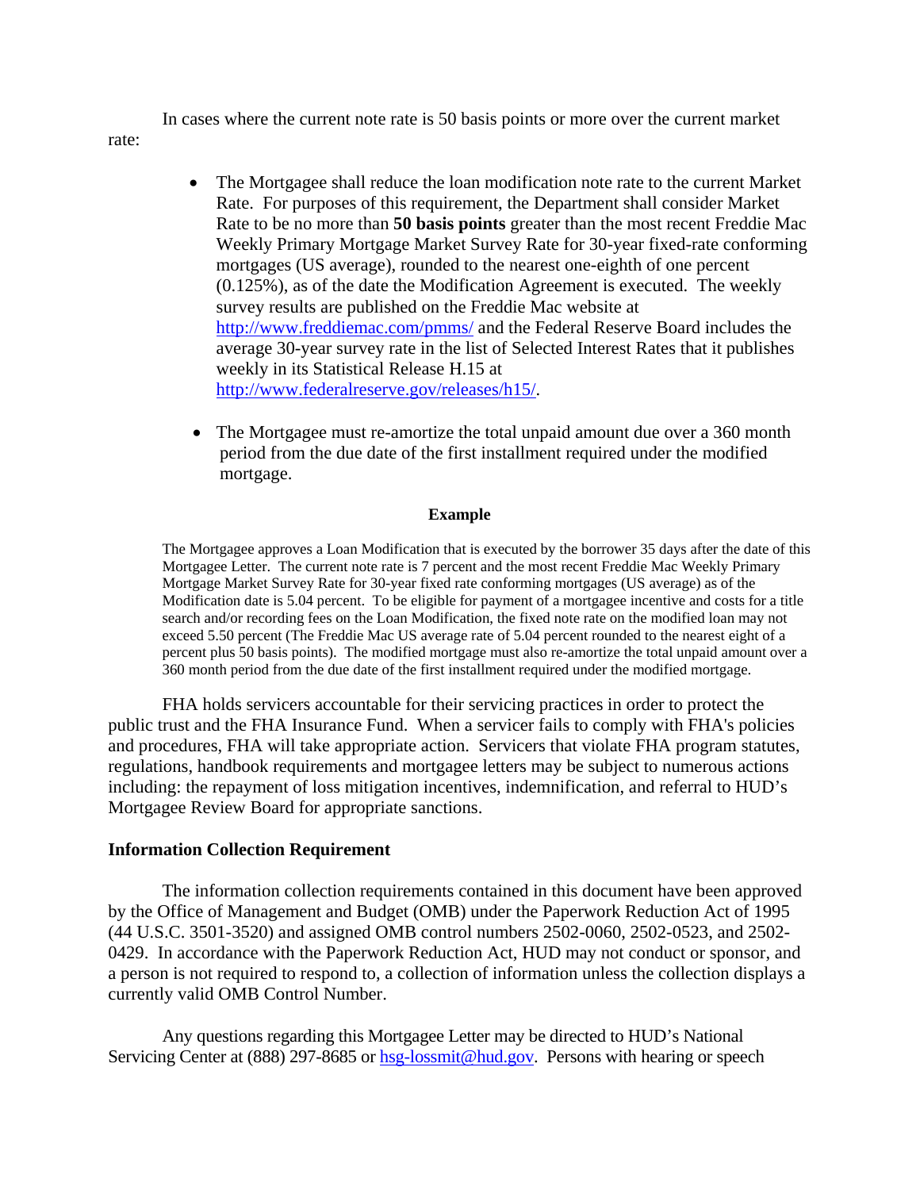In cases where the current note rate is 50 basis points or more over the current market rate:

- The Mortgagee shall reduce the loan modification note rate to the current Market Rate. For purposes of this requirement, the Department shall consider Market Rate to be no more than **50 basis points** greater than the most recent Freddie Mac Weekly Primary Mortgage Market Survey Rate for 30-year fixed-rate conforming mortgages (US average), rounded to the nearest one-eighth of one percent (0.125%), as of the date the Modification Agreement is executed. The weekly survey results are published on the Freddie Mac website at http://www.freddiemac.com/pmms/ and the Federal Reserve Board includes the average 30-year survey rate in the list of Selected Interest Rates that it publishes weekly in its Statistical Release H.15 at http://www.federalreserve.gov/releases/h15/.

- The Mortgagee must re-amortize the total unpaid amount due over a 360 month period from the due date of the first installment required under the modified mortgage.

**Example**

The Mortgagee approves a Loan Modification that is executed by the borrower 35 days after the date of this Mortgagee Letter. The current note rate is 7 percent and the most recent Freddie Mac Weekly Primary Mortgage Market Survey Rate for 30-year fixed rate conforming mortgages (US average) as of the Modification date is 5.04 percent. To be eligible for payment of a mortgagee incentive and costs for a title search and/or recording fees on the Loan Modification, the fixed note rate on the modified loan may not exceed 5.50 percent (The Freddie Mac US average rate of 5.04 percent rounded to the nearest eight of a percent plus 50 basis points). The modified mortgage must also re-amortize the total unpaid amount over a 360 month period from the due date of the first installment required under the modified mortgage.

FHA holds servicers accountable for their servicing practices in order to protect the public trust and the FHA Insurance Fund. When a servicer fails to comply with FHA's policies and procedures, FHA will take appropriate action. Servicers that violate FHA program statutes, regulations, handbook requirements and mortgagee letters may be subject to numerous actions including: the repayment of loss mitigation incentives, indemnification, and referral to HUD's Mortgagee Review Board for appropriate sanctions.

**Information Collection Requirement**

The information collection requirements contained in this document have been approved by the Office of Management and Budget (OMB) under the Paperwork Reduction Act of 1995 (44 U.S.C. 3501-3520) and assigned OMB control numbers 2502-0060, 2502-0523, and 2502-0429. In accordance with the Paperwork Reduction Act, HUD may not conduct or sponsor, and a person is not required to respond to, a collection of information unless the collection displays a currently valid OMB Control Number.

Any questions regarding this Mortgagee Letter may be directed to HUD's National Servicing Center at (888) 297-8685 or hsg-lossmit@hud.gov. Persons with hearing or speech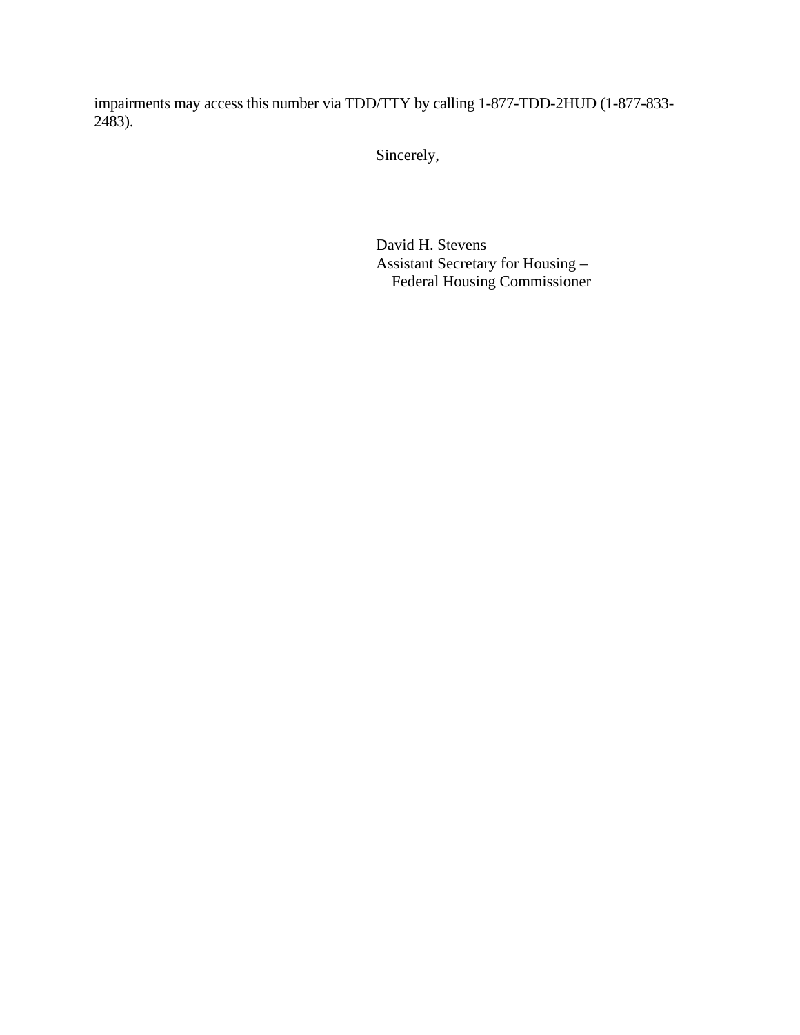impairments may access this number via TDD/TTY by calling 1-877-TDD-2HUD (1-877-833-2483).

Sincerely,

David H. Stevens
Assistant Secretary for Housing –
Federal Housing Commissioner